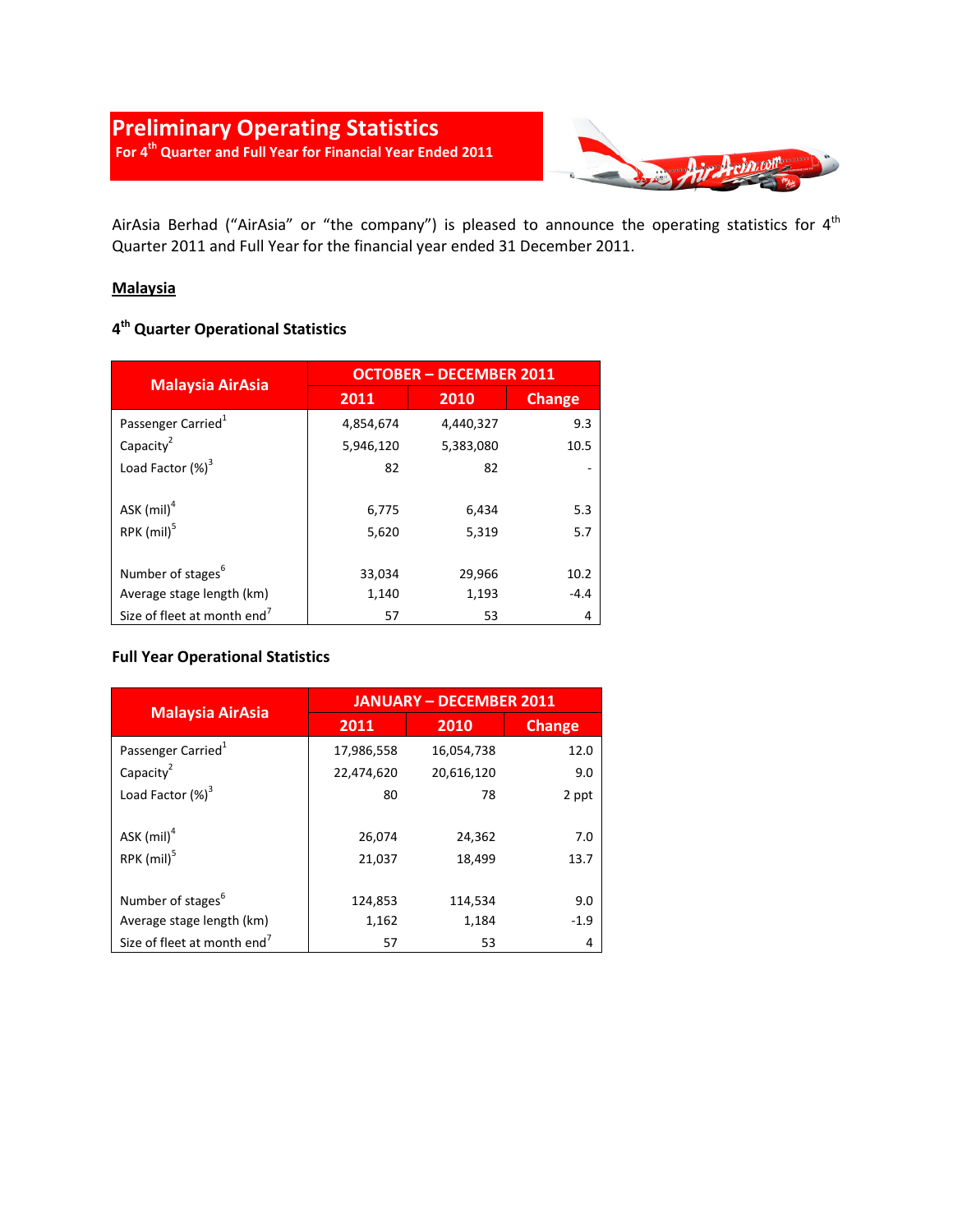# Preliminary Operating Statistics

**For 4th Quarter and Full Year for Financial Year Ended 2011**

AirAsia Berhad ("AirAsia" or "the company") is pleased to announce the operating statistics for 4th Quarter 2011 and Full Year for the financial year ended 31 December 2011.

## Malaysia

### 4th Quarter Operational Statistics

| Malaysia AirAsia | OCTOBER – DECEMBER 2011 | | |
|---|---|---|---|
| | 2011 | 2010 | Change |
| Passenger Carried[1] | 4,854,674 | 4,440,327 | 9.3 |
| Capacity[2] | 5,946,120 | 5,383,080 | 10.5 |
| Load Factor (%)[3] | 82 | 82 | - |
| ASK (mil)[4] | 6,775 | 6,434 | 5.3 |
| RPK (mil)[5] | 5,620 | 5,319 | 5.7 |
| Number of stages[6] | 33,034 | 29,966 | 10.2 |
| Average stage length (km) | 1,140 | 1,193 | -4.4 |
| Size of fleet at month end[7] | 57 | 53 | 4 |

### Full Year Operational Statistics

| Malaysia AirAsia | JANUARY – DECEMBER 2011 | | |
|---|---|---|---|
| | 2011 | 2010 | Change |
| Passenger Carried[1] | 17,986,558 | 16,054,738 | 12.0 |
| Capacity[2] | 22,474,620 | 20,616,120 | 9.0 |
| Load Factor (%)[3] | 80 | 78 | 2 ppt |
| ASK (mil)[4] | 26,074 | 24,362 | 7.0 |
| RPK (mil)[5] | 21,037 | 18,499 | 13.7 |
| Number of stages[6] | 124,853 | 114,534 | 9.0 |
| Average stage length (km) | 1,162 | 1,184 | -1.9 |
| Size of fleet at month end[7] | 57 | 53 | 4 |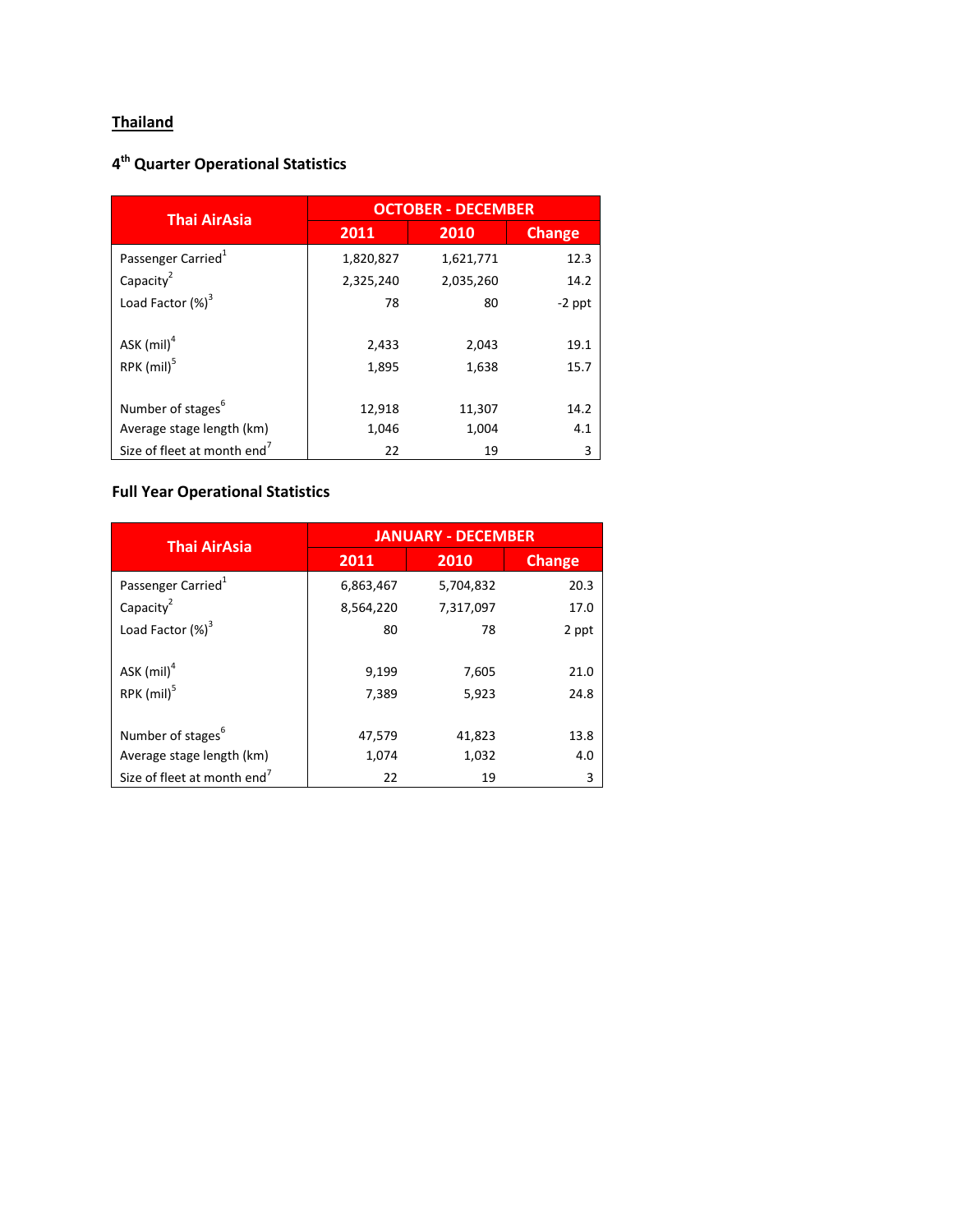## Thailand

### 4th Quarter Operational Statistics

| Thai AirAsia | OCTOBER - DECEMBER | | |
|---|---|---|---|
| | 2011 | 2010 | Change |
| Passenger Carried[1] | 1,820,827 | 1,621,771 | 12.3 |
| Capacity[2] | 2,325,240 | 2,035,260 | 14.2 |
| Load Factor (%)[3] | 78 | 80 | -2 ppt |
| | | | |
| ASK (mil)[4] | 2,433 | 2,043 | 19.1 |
| RPK (mil)[5] | 1,895 | 1,638 | 15.7 |
| | | | |
| Number of stages[6] | 12,918 | 11,307 | 14.2 |
| Average stage length (km) | 1,046 | 1,004 | 4.1 |
| Size of fleet at month end[7] | 22 | 19 | 3 |

### Full Year Operational Statistics

| Thai AirAsia | JANUARY - DECEMBER | | |
|---|---|---|---|
| | 2011 | 2010 | Change |
| Passenger Carried[1] | 6,863,467 | 5,704,832 | 20.3 |
| Capacity[2] | 8,564,220 | 7,317,097 | 17.0 |
| Load Factor (%)[3] | 80 | 78 | 2 ppt |
| | | | |
| ASK (mil)[4] | 9,199 | 7,605 | 21.0 |
| RPK (mil)[5] | 7,389 | 5,923 | 24.8 |
| | | | |
| Number of stages[6] | 47,579 | 41,823 | 13.8 |
| Average stage length (km) | 1,074 | 1,032 | 4.0 |
| Size of fleet at month end[7] | 22 | 19 | 3 |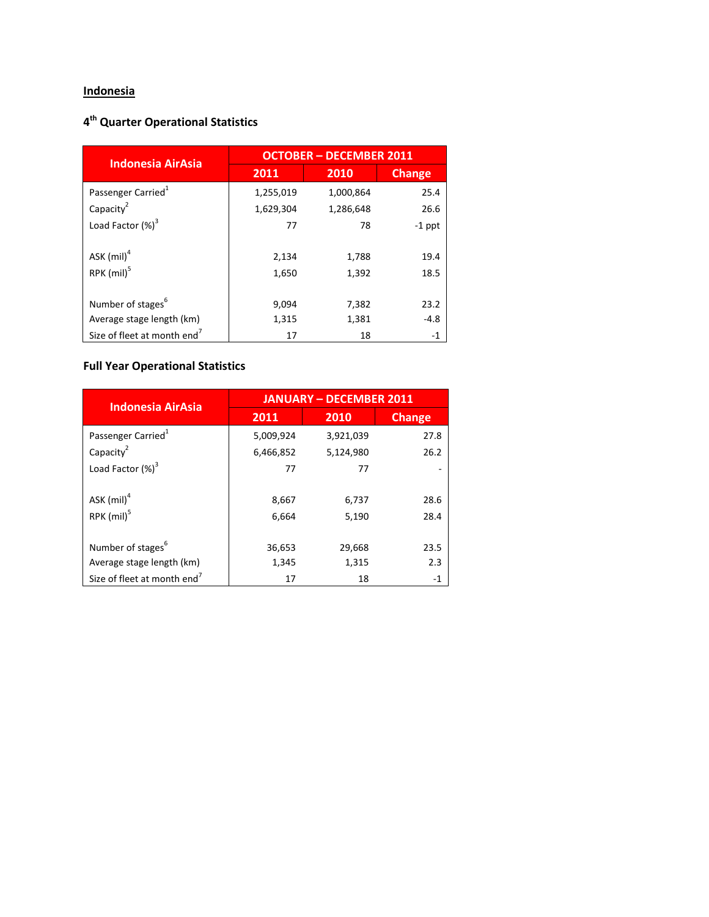# Indonesia

## 4th Quarter Operational Statistics

| Indonesia AirAsia | OCTOBER – DECEMBER 2011 | | |
|---|---|---|---|
| | 2011 | 2010 | Change |
| Passenger Carried[1] | 1,255,019 | 1,000,864 | 25.4 |
| Capacity[2] | 1,629,304 | 1,286,648 | 26.6 |
| Load Factor (%)[3] | 77 | 78 | -1 ppt |
| | | | |
| ASK (mil)[4] | 2,134 | 1,788 | 19.4 |
| RPK (mil)[5] | 1,650 | 1,392 | 18.5 |
| | | | |
| Number of stages[6] | 9,094 | 7,382 | 23.2 |
| Average stage length (km) | 1,315 | 1,381 | -4.8 |
| Size of fleet at month end[7] | 17 | 18 | -1 |

## Full Year Operational Statistics

| Indonesia AirAsia | JANUARY – DECEMBER 2011 | | |
|---|---|---|---|
| | 2011 | 2010 | Change |
| Passenger Carried[1] | 5,009,924 | 3,921,039 | 27.8 |
| Capacity[2] | 6,466,852 | 5,124,980 | 26.2 |
| Load Factor (%)[3] | 77 | 77 | - |
| | | | |
| ASK (mil)[4] | 8,667 | 6,737 | 28.6 |
| RPK (mil)[5] | 6,664 | 5,190 | 28.4 |
| | | | |
| Number of stages[6] | 36,653 | 29,668 | 23.5 |
| Average stage length (km) | 1,345 | 1,315 | 2.3 |
| Size of fleet at month end[7] | 17 | 18 | -1 |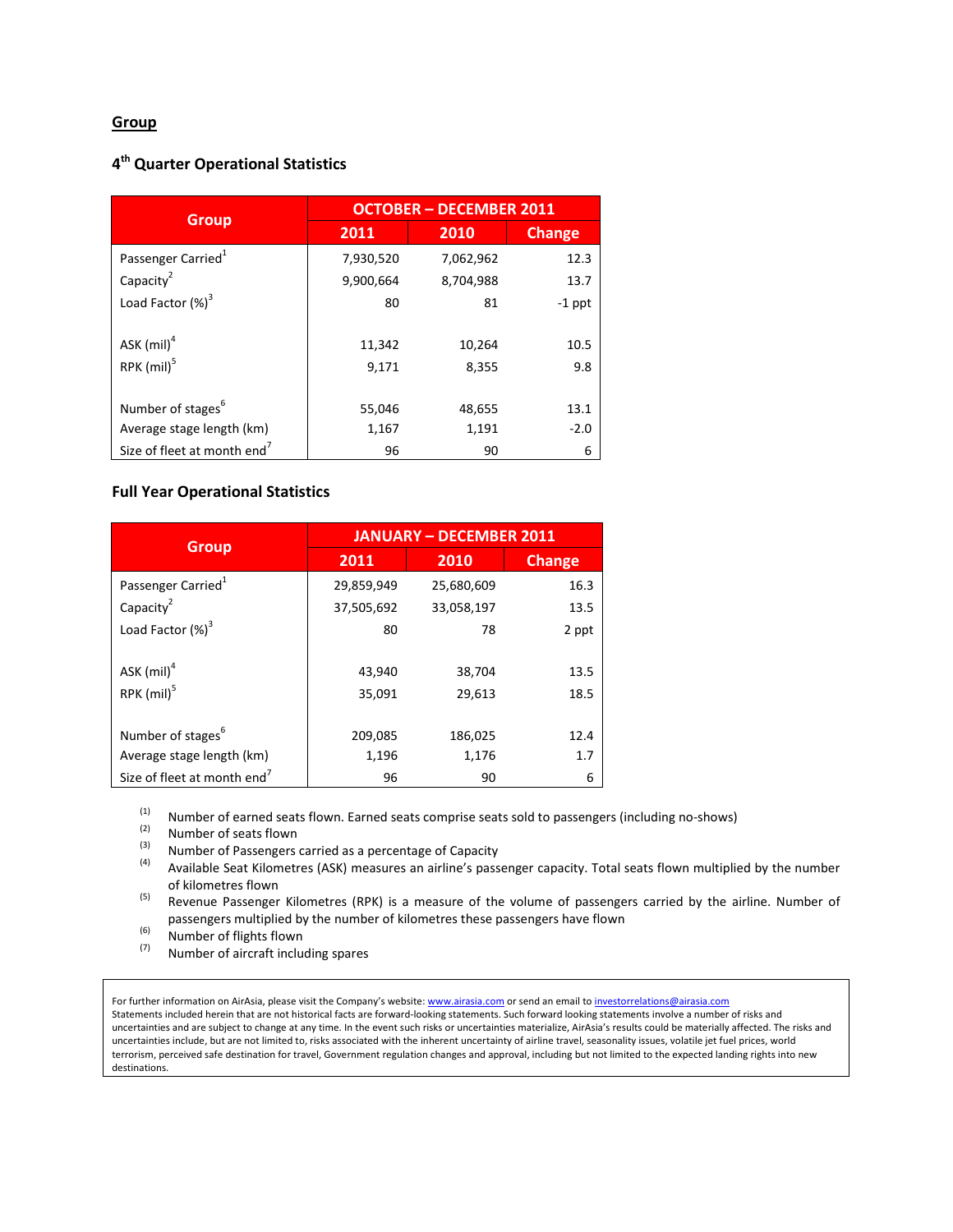## Group

### 4th Quarter Operational Statistics

| Group | OCTOBER – DECEMBER 2011 | | |
|---|---|---|---|
| | 2011 | 2010 | Change |
| Passenger Carried[1] | 7,930,520 | 7,062,962 | 12.3 |
| Capacity[2] | 9,900,664 | 8,704,988 | 13.7 |
| Load Factor (%)[3] | 80 | 81 | -1 ppt |
| ASK (mil)[4] | 11,342 | 10,264 | 10.5 |
| RPK (mil)[5] | 9,171 | 8,355 | 9.8 |
| Number of stages[6] | 55,046 | 48,655 | 13.1 |
| Average stage length (km) | 1,167 | 1,191 | -2.0 |
| Size of fleet at month end[7] | 96 | 90 | 6 |

### Full Year Operational Statistics

| Group | JANUARY – DECEMBER 2011 | | |
|---|---|---|---|
| | 2011 | 2010 | Change |
| Passenger Carried[1] | 29,859,949 | 25,680,609 | 16.3 |
| Capacity[2] | 37,505,692 | 33,058,197 | 13.5 |
| Load Factor (%)[3] | 80 | 78 | 2 ppt |
| ASK (mil)[4] | 43,940 | 38,704 | 13.5 |
| RPK (mil)[5] | 35,091 | 29,613 | 18.5 |
| Number of stages[6] | 209,085 | 186,025 | 12.4 |
| Average stage length (km) | 1,196 | 1,176 | 1.7 |
| Size of fleet at month end[7] | 96 | 90 | 6 |

(1) Number of earned seats flown. Earned seats comprise seats sold to passengers (including no-shows)
(2) Number of seats flown
(3) Number of Passengers carried as a percentage of Capacity
(4) Available Seat Kilometres (ASK) measures an airline's passenger capacity. Total seats flown multiplied by the number of kilometres flown
(5) Revenue Passenger Kilometres (RPK) is a measure of the volume of passengers carried by the airline. Number of passengers multiplied by the number of kilometres these passengers have flown
(6) Number of flights flown
(7) Number of aircraft including spares

For further information on AirAsia, please visit the Company's website: www.airasia.com or send an email to investorrelations@airasia.com
Statements included herein that are not historical facts are forward-looking statements. Such forward looking statements involve a number of risks and uncertainties and are subject to change at any time. In the event such risks or uncertainties materialize, AirAsia's results could be materially affected. The risks and uncertainties include, but are not limited to, risks associated with the inherent uncertainty of airline travel, seasonality issues, volatile jet fuel prices, world terrorism, perceived safe destination for travel, Government regulation changes and approval, including but not limited to the expected landing rights into new destinations.